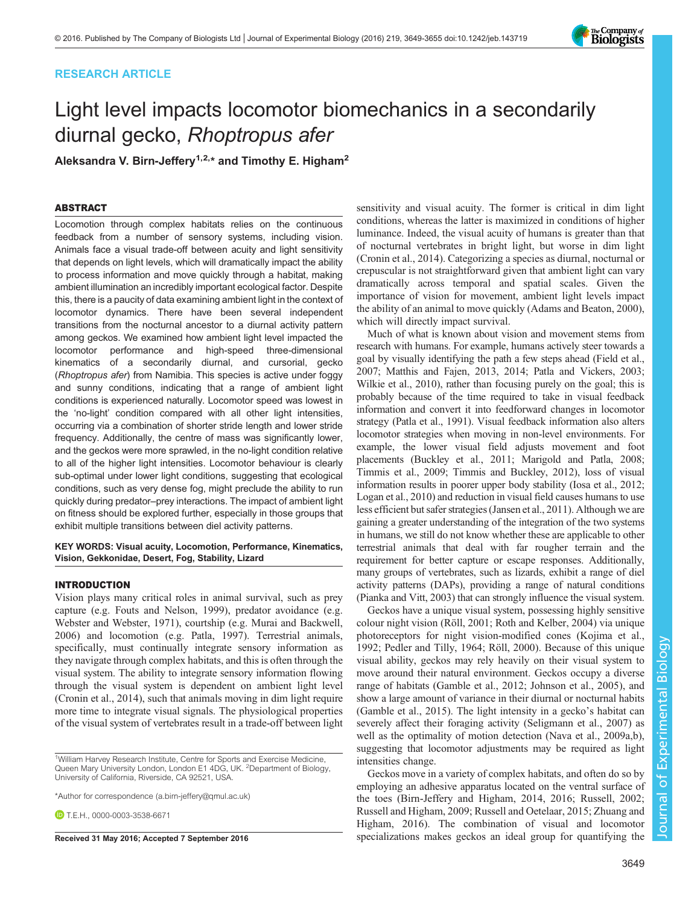RESEARCH ARTICLE

# Light level impacts locomotor biomechanics in a secondarily diurnal gecko, *Rhoptropus afer*

**Aleksandra V. Birn-Jeffery[1,2,*] and Timothy E. Higham[2]**

## ABSTRACT

Locomotion through complex habitats relies on the continuous feedback from a number of sensory systems, including vision. Animals face a visual trade-off between acuity and light sensitivity that depends on light levels, which will dramatically impact the ability to process information and move quickly through a habitat, making ambient illumination an incredibly important ecological factor. Despite this, there is a paucity of data examining ambient light in the context of locomotor dynamics. There have been several independent transitions from the nocturnal ancestor to a diurnal activity pattern among geckos. We examined how ambient light level impacted the locomotor performance and high-speed three-dimensional kinematics of a secondarily diurnal, and cursorial, gecko (*Rhoptropus afer*) from Namibia. This species is active under foggy and sunny conditions, indicating that a range of ambient light conditions is experienced naturally. Locomotor speed was lowest in the 'no-light' condition compared with all other light intensities, occurring via a combination of shorter stride length and lower stride frequency. Additionally, the centre of mass was significantly lower, and the geckos were more sprawled, in the no-light condition relative to all of the higher light intensities. Locomotor behaviour is clearly sub-optimal under lower light conditions, suggesting that ecological conditions, such as very dense fog, might preclude the ability to run quickly during predator–prey interactions. The impact of ambient light on fitness should be explored further, especially in those groups that exhibit multiple transitions between diel activity patterns.

**KEY WORDS: Visual acuity, Locomotion, Performance, Kinematics, Vision, Gekkonidae, Desert, Fog, Stability, Lizard**

## INTRODUCTION

Vision plays many critical roles in animal survival, such as prey capture (e.g. Fouts and Nelson, 1999), predator avoidance (e.g. Webster and Webster, 1971), courtship (e.g. Murai and Backwell, 2006) and locomotion (e.g. Patla, 1997). Terrestrial animals, specifically, must continually integrate sensory information as they navigate through complex habitats, and this is often through the visual system. The ability to integrate sensory information flowing through the visual system is dependent on ambient light level (Cronin et al., 2014), such that animals moving in dim light require more time to integrate visual signals. The physiological properties of the visual system of vertebrates result in a trade-off between light sensitivity and visual acuity. The former is critical in dim light conditions, whereas the latter is maximized in conditions of higher luminance. Indeed, the visual acuity of humans is greater than that of nocturnal vertebrates in bright light, but worse in dim light (Cronin et al., 2014). Categorizing a species as diurnal, nocturnal or crepuscular is not straightforward given that ambient light can vary dramatically across temporal and spatial scales. Given the importance of vision for movement, ambient light levels impact the ability of an animal to move quickly (Adams and Beaton, 2000), which will directly impact survival.

Much of what is known about vision and movement stems from research with humans. For example, humans actively steer towards a goal by visually identifying the path a few steps ahead (Field et al., 2007; Matthis and Fajen, 2013, 2014; Patla and Vickers, 2003; Wilkie et al., 2010), rather than focusing purely on the goal; this is probably because of the time required to take in visual feedback information and convert it into feedforward changes in locomotor strategy (Patla et al., 1991). Visual feedback information also alters locomotor strategies when moving in non-level environments. For example, the lower visual field adjusts movement and foot placements (Buckley et al., 2011; Marigold and Patla, 2008; Timmis et al., 2009; Timmis and Buckley, 2012), loss of visual information results in poorer upper body stability (Iosa et al., 2012; Logan et al., 2010) and reduction in visual field causes humans to use less efficient but safer strategies (Jansen et al., 2011). Although we are gaining a greater understanding of the integration of the two systems in humans, we still do not know whether these are applicable to other terrestrial animals that deal with far rougher terrain and the requirement for better capture or escape responses. Additionally, many groups of vertebrates, such as lizards, exhibit a range of diel activity patterns (DAPs), providing a range of natural conditions (Pianka and Vitt, 2003) that can strongly influence the visual system.

Geckos have a unique visual system, possessing highly sensitive colour night vision (Röll, 2001; Roth and Kelber, 2004) via unique photoreceptors for night vision-modified cones (Kojima et al., 1992; Pedler and Tilly, 1964; Röll, 2000). Because of this unique visual ability, geckos may rely heavily on their visual system to move around their natural environment. Geckos occupy a diverse range of habitats (Gamble et al., 2012; Johnson et al., 2005), and show a large amount of variance in their diurnal or nocturnal habits (Gamble et al., 2015). The light intensity in a gecko's habitat can severely affect their foraging activity (Seligmann et al., 2007) as well as the optimality of motion detection (Nava et al., 2009a,b), suggesting that locomotor adjustments may be required as light intensities change.

Geckos move in a variety of complex habitats, and often do so by employing an adhesive apparatus located on the ventral surface of the toes (Birn-Jeffery and Higham, 2014, 2016; Russell, 2002; Russell and Higham, 2009; Russell and Oetelaar, 2015; Zhuang and Higham, 2016). The combination of visual and locomotor specializations makes geckos an ideal group for quantifying the

[1]William Harvey Research Institute, Centre for Sports and Exercise Medicine, Queen Mary University London, London E1 4DG, UK. [2]Department of Biology, University of California, Riverside, CA 92521, USA.

*Author for correspondence (a.birn-jeffery@qmul.ac.uk)

T.E.H., 0000-0003-3538-6671

**Received 31 May 2016; Accepted 7 September 2016**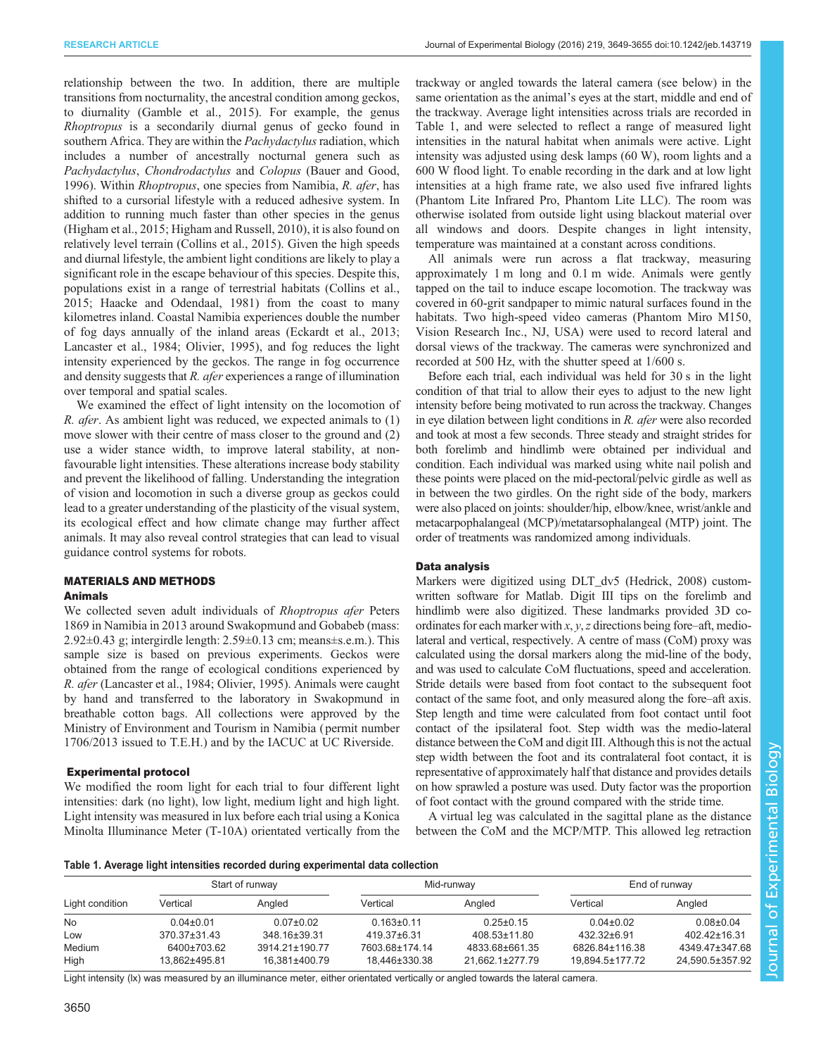relationship between the two. In addition, there are multiple transitions from nocturnality, the ancestral condition among geckos, to diurnality (Gamble et al., 2015). For example, the genus *Rhoptropus* is a secondarily diurnal genus of gecko found in southern Africa. They are within the *Pachydactylus* radiation, which includes a number of ancestrally nocturnal genera such as *Pachydactylus*, *Chondrodactylus* and *Colopus* (Bauer and Good, 1996). Within *Rhoptropus*, one species from Namibia, *R. afer*, has shifted to a cursorial lifestyle with a reduced adhesive system. In addition to running much faster than other species in the genus (Higham et al., 2015; Higham and Russell, 2010), it is also found on relatively level terrain (Collins et al., 2015). Given the high speeds and diurnal lifestyle, the ambient light conditions are likely to play a significant role in the escape behaviour of this species. Despite this, populations exist in a range of terrestrial habitats (Collins et al., 2015; Haacke and Odendaal, 1981) from the coast to many kilometres inland. Coastal Namibia experiences double the number of fog days annually of the inland areas (Eckardt et al., 2013; Lancaster et al., 1984; Olivier, 1995), and fog reduces the light intensity experienced by the geckos. The range in fog occurrence and density suggests that *R. afer* experiences a range of illumination over temporal and spatial scales.

We examined the effect of light intensity on the locomotion of *R. afer*. As ambient light was reduced, we expected animals to (1) move slower with their centre of mass closer to the ground and (2) use a wider stance width, to improve lateral stability, at non-favourable light intensities. These alterations increase body stability and prevent the likelihood of falling. Understanding the integration of vision and locomotion in such a diverse group as geckos could lead to a greater understanding of the plasticity of the visual system, its ecological effect and how climate change may further affect animals. It may also reveal control strategies that can lead to visual guidance control systems for robots.

## MATERIALS AND METHODS

### Animals

We collected seven adult individuals of *Rhoptropus afer* Peters 1869 in Namibia in 2013 around Swakopmund and Gobabeb (mass: 2.92±0.43 g; intergirdle length: 2.59±0.13 cm; means±s.e.m.). This sample size is based on previous experiments. Geckos were obtained from the range of ecological conditions experienced by *R. afer* (Lancaster et al., 1984; Olivier, 1995). Animals were caught by hand and transferred to the laboratory in Swakopmund in breathable cotton bags. All collections were approved by the Ministry of Environment and Tourism in Namibia (permit number 1706/2013 issued to T.E.H.) and by the IACUC at UC Riverside.

### Experimental protocol

We modified the room light for each trial to four different light intensities: dark (no light), low light, medium light and high light. Light intensity was measured in lux before each trial using a Konica Minolta Illuminance Meter (T-10A) orientated vertically from the trackway or angled towards the lateral camera (see below) in the same orientation as the animal's eyes at the start, middle and end of the trackway. Average light intensities across trials are recorded in Table 1, and were selected to reflect a range of measured light intensities in the natural habitat when animals were active. Light intensity was adjusted using desk lamps (60 W), room lights and a 600 W flood light. To enable recording in the dark and at low light intensities at a high frame rate, we also used five infrared lights (Phantom Lite Infrared Pro, Phantom Lite LLC). The room was otherwise isolated from outside light using blackout material over all windows and doors. Despite changes in light intensity, temperature was maintained at a constant across conditions.

All animals were run across a flat trackway, measuring approximately 1 m long and 0.1 m wide. Animals were gently tapped on the tail to induce escape locomotion. The trackway was covered in 60-grit sandpaper to mimic natural surfaces found in the habitats. Two high-speed video cameras (Phantom Miro M150, Vision Research Inc., NJ, USA) were used to record lateral and dorsal views of the trackway. The cameras were synchronized and recorded at 500 Hz, with the shutter speed at 1/600 s.

Before each trial, each individual was held for 30 s in the light condition of that trial to allow their eyes to adjust to the new light intensity before being motivated to run across the trackway. Changes in eye dilation between light conditions in *R. afer* were also recorded and took at most a few seconds. Three steady and straight strides for both forelimb and hindlimb were obtained per individual and condition. Each individual was marked using white nail polish and these points were placed on the mid-pectoral/pelvic girdle as well as in between the two girdles. On the right side of the body, markers were also placed on joints: shoulder/hip, elbow/knee, wrist/ankle and metacarpophalangeal (MCP)/metatarsophalangeal (MTP) joint. The order of treatments was randomized among individuals.

### Data analysis

Markers were digitized using DLT_dv5 (Hedrick, 2008) custom-written software for Matlab. Digit III tips on the forelimb and hindlimb were also digitized. These landmarks provided 3D co-ordinates for each marker with $x$, $y$, $z$ directions being fore–aft, medio-lateral and vertical, respectively. A centre of mass (CoM) proxy was calculated using the dorsal markers along the mid-line of the body, and was used to calculate CoM fluctuations, speed and acceleration. Stride details were based from foot contact to the subsequent foot contact of the same foot, and only measured along the fore–aft axis. Step length and time were calculated from foot contact until foot contact of the ipsilateral foot. Step width was the medio-lateral distance between the CoM and digit III. Although this is not the actual step width between the foot and its contralateral foot contact, it is representative of approximately half that distance and provides details on how sprawled a posture was used. Duty factor was the proportion of foot contact with the ground compared with the stride time.

A virtual leg was calculated in the sagittal plane as the distance between the CoM and the MCP/MTP. This allowed leg retraction

**Table 1. Average light intensities recorded during experimental data collection**

| Light condition | Start of runway | | Mid-runway | | End of runway | |
|---|---|---|---|---|---|---|
| | Vertical | Angled | Vertical | Angled | Vertical | Angled |
| No | 0.04±0.01 | 0.07±0.02 | 0.163±0.11 | 0.25±0.15 | 0.04±0.02 | 0.08±0.04 |
| Low | 370.37±31.43 | 348.16±39.31 | 419.37±6.31 | 408.53±11.80 | 432.32±6.91 | 402.42±16.31 |
| Medium | 6400±703.62 | 3914.21±190.77 | 7603.68±174.14 | 4833.68±661.35 | 6826.84±116.38 | 4349.47±347.68 |
| High | 13,862±495.81 | 16,381±400.79 | 18,446±330.38 | 21,662.1±277.79 | 19,894.5±177.72 | 24,590.5±357.92 |

Light intensity (lx) was measured by an illuminance meter, either orientated vertically or angled towards the lateral camera.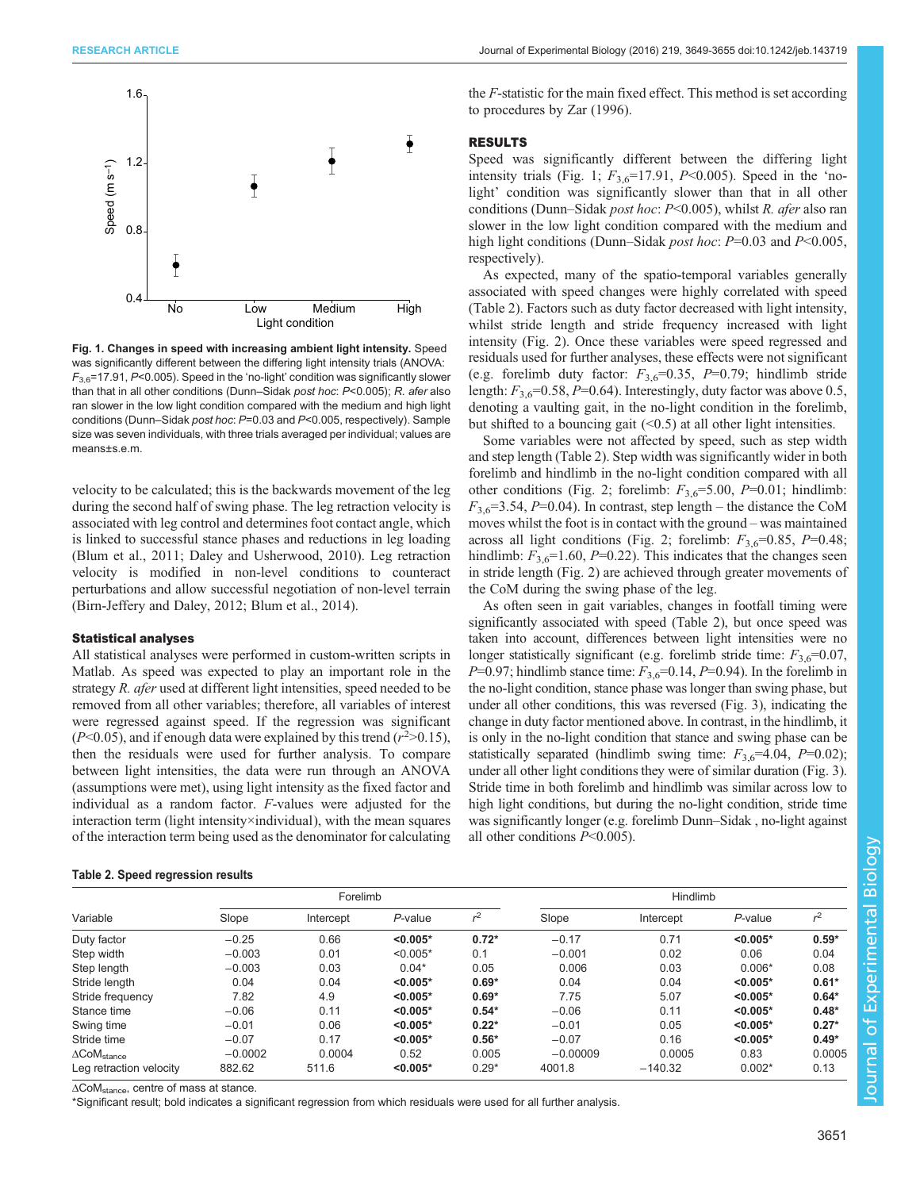**Fig. 1. Changes in speed with increasing ambient light intensity.** Speed was significantly different between the differing light intensity trials (ANOVA: $F_{3,6}$=17.91, $P$<0.005). Speed in the 'no-light' condition was significantly slower than that in all other conditions (Dunn–Sidak *post hoc*: $P$<0.005); *R. afer* also ran slower in the low light condition compared with the medium and high light conditions (Dunn–Sidak *post hoc*: $P$=0.03 and $P$<0.005, respectively). Sample size was seven individuals, with three trials averaged per individual; values are means±s.e.m.

velocity to be calculated; this is the backwards movement of the leg during the second half of swing phase. The leg retraction velocity is associated with leg control and determines foot contact angle, which is linked to successful stance phases and reductions in leg loading (Blum et al., 2011; Daley and Usherwood, 2010). Leg retraction velocity is modified in non-level conditions to counteract perturbations and allow successful negotiation of non-level terrain (Birn-Jeffery and Daley, 2012; Blum et al., 2014).

### Statistical analyses

All statistical analyses were performed in custom-written scripts in Matlab. As speed was expected to play an important role in the strategy *R. afer* used at different light intensities, speed needed to be removed from all other variables; therefore, all variables of interest were regressed against speed. If the regression was significant ($P$<0.05), and if enough data were explained by this trend ($r^2$>0.15), then the residuals were used for further analysis. To compare between light intensities, the data were run through an ANOVA (assumptions were met), using light intensity as the fixed factor and individual as a random factor. $F$-values were adjusted for the interaction term (light intensity×individual), with the mean squares of the interaction term being used as the denominator for calculating the $F$-statistic for the main fixed effect. This method is set according to procedures by Zar (1996).

## RESULTS

Speed was significantly different between the differing light intensity trials (Fig. 1; $F_{3,6}$=17.91, $P$<0.005). Speed in the 'no-light' condition was significantly slower than that in all other conditions (Dunn–Sidak *post hoc*: $P$<0.005), whilst *R. afer* also ran slower in the low light condition compared with the medium and high light conditions (Dunn–Sidak *post hoc*: $P$=0.03 and $P$<0.005, respectively).

As expected, many of the spatio-temporal variables generally associated with speed changes were highly correlated with speed (Table 2). Factors such as duty factor decreased with light intensity, whilst stride length and stride frequency increased with light intensity (Fig. 2). Once these variables were speed regressed and residuals used for further analyses, these effects were not significant (e.g. forelimb duty factor: $F_{3,6}$=0.35, $P$=0.79; hindlimb stride length: $F_{3,6}$=0.58, $P$=0.64). Interestingly, duty factor was above 0.5, denoting a vaulting gait, in the no-light condition in the forelimb, but shifted to a bouncing gait (<0.5) at all other light intensities.

Some variables were not affected by speed, such as step width and step length (Table 2). Step width was significantly wider in both forelimb and hindlimb in the no-light condition compared with all other conditions (Fig. 2; forelimb: $F_{3,6}$=5.00, $P$=0.01; hindlimb: $F_{3,6}$=3.54, $P$=0.04). In contrast, step length – the distance the CoM moves whilst the foot is in contact with the ground – was maintained across all light conditions (Fig. 2; forelimb: $F_{3,6}$=0.85, $P$=0.48; hindlimb: $F_{3,6}$=1.60, $P$=0.22). This indicates that the changes seen in stride length (Fig. 2) are achieved through greater movements of the CoM during the swing phase of the leg.

As often seen in gait variables, changes in footfall timing were significantly associated with speed (Table 2), but once speed was taken into account, differences between light intensities were no longer statistically significant (e.g. forelimb stride time: $F_{3,6}$=0.07, $P$=0.97; hindlimb stance time: $F_{3,6}$=0.14, $P$=0.94). In the forelimb in the no-light condition, stance phase was longer than swing phase, but under all other conditions, this was reversed (Fig. 3), indicating the change in duty factor mentioned above. In contrast, in the hindlimb, it is only in the no-light condition that stance and swing phase can be statistically separated (hindlimb swing time: $F_{3,6}$=4.04, $P$=0.02); under all other light conditions they were of similar duration (Fig. 3). Stride time in both forelimb and hindlimb was similar across low to high light conditions, but during the no-light condition, stride time was significantly longer (e.g. forelimb Dunn–Sidak , no-light against all other conditions $P$<0.005).

**Table 2. Speed regression results**

| Variable | Forelimb | | | | Hindlimb | | | |
|---|---|---|---|---|---|---|---|---|
| | Slope | Intercept | $P$-value | $r^2$ | Slope | Intercept | $P$-value | $r^2$ |
| Duty factor | −0.25 | 0.66 | **<0.005*** | **0.72*** | −0.17 | 0.71 | **<0.005*** | **0.59*** |
| Step width | −0.003 | 0.01 | <0.005* | 0.1 | −0.001 | 0.02 | 0.06 | 0.04 |
| Step length | −0.003 | 0.03 | 0.04* | 0.05 | 0.006 | 0.03 | 0.006* | 0.08 |
| Stride length | 0.04 | 0.04 | **<0.005*** | **0.69*** | 0.04 | 0.04 | **<0.005*** | **0.61*** |
| Stride frequency | 7.82 | 4.9 | **<0.005*** | **0.69*** | 7.75 | 5.07 | **<0.005*** | **0.64*** |
| Stance time | −0.06 | 0.11 | **<0.005*** | **0.54*** | −0.06 | 0.11 | **<0.005*** | **0.48*** |
| Swing time | −0.01 | 0.06 | **<0.005*** | **0.22*** | −0.01 | 0.05 | **<0.005*** | **0.27*** |
| Stride time | −0.07 | 0.17 | **<0.005*** | **0.56*** | −0.07 | 0.16 | **<0.005*** | **0.49*** |
| $\Delta CoM_{stance}$ | −0.0002 | 0.0004 | 0.52 | 0.005 | −0.00009 | 0.0005 | 0.83 | 0.0005 |
| Leg retraction velocity | 882.62 | 511.6 | **<0.005*** | 0.29* | 4001.8 | −140.32 | 0.002* | 0.13 |

$\Delta CoM_{stance}$, centre of mass at stance.

*Significant result; bold indicates a significant regression from which residuals were used for all further analysis.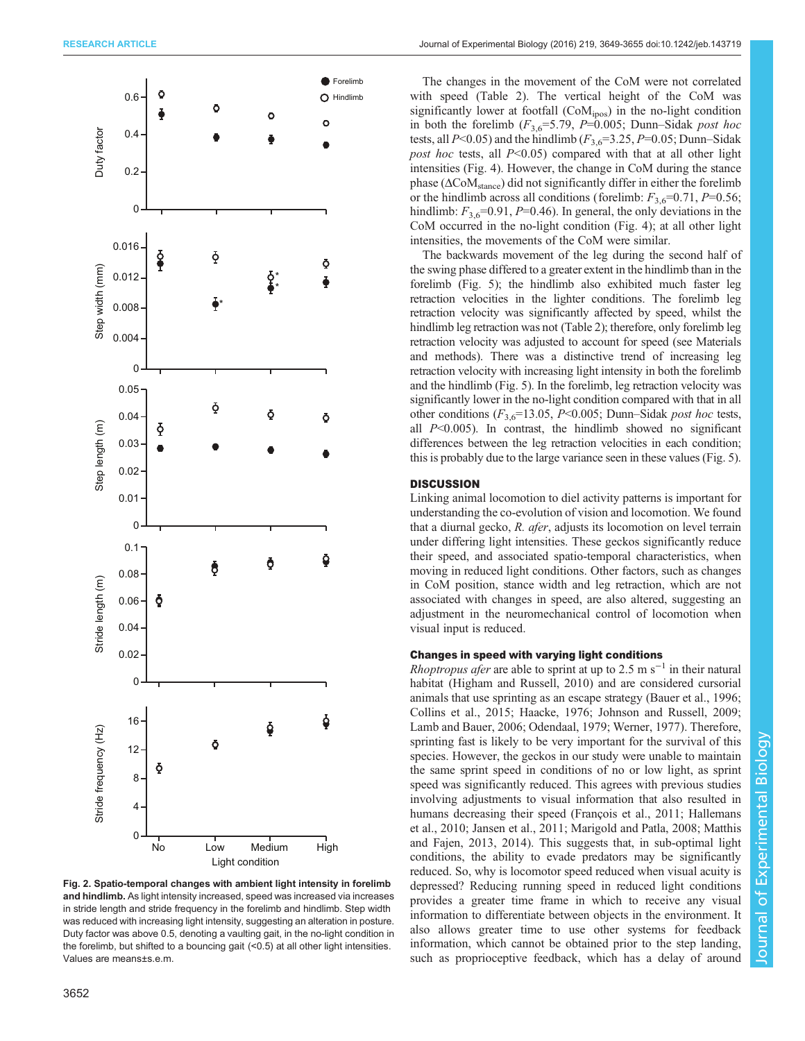Fig. 2. Spatio-temporal changes with ambient light intensity in forelimb and hindlimb. As light intensity increased, speed was increased via increases in stride length and stride frequency in the forelimb and hindlimb. Step width was reduced with increasing light intensity, suggesting an alteration in posture. Duty factor was above 0.5, denoting a vaulting gait, in the no-light condition in the forelimb, but shifted to a bouncing gait (<0.5) at all other light intensities. Values are means±s.e.m.

The changes in the movement of the CoM were not correlated with speed (Table 2). The vertical height of the CoM was significantly lower at footfall ($CoM_{ipos}$) in the no-light condition in both the forelimb ($F_{3,6}$=5.79, $P$=0.005; Dunn–Sidak *post hoc* tests, all $P$<0.05) and the hindlimb ($F_{3,6}$=3.25, $P$=0.05; Dunn–Sidak *post hoc* tests, all $P$<0.05) compared with that at all other light intensities (Fig. 4). However, the change in CoM during the stance phase ($\Delta CoM_{stance}$) did not significantly differ in either the forelimb or the hindlimb across all conditions (forelimb: $F_{3,6}$=0.71, $P$=0.56; hindlimb: $F_{3,6}$=0.91, $P$=0.46). In general, the only deviations in the CoM occurred in the no-light condition (Fig. 4); at all other light intensities, the movements of the CoM were similar.

The backwards movement of the leg during the second half of the swing phase differed to a greater extent in the hindlimb than in the forelimb (Fig. 5); the hindlimb also exhibited much faster leg retraction velocities in the lighter conditions. The forelimb leg retraction velocity was significantly affected by speed, whilst the hindlimb leg retraction was not (Table 2); therefore, only forelimb leg retraction velocity was adjusted to account for speed (see Materials and methods). There was a distinctive trend of increasing leg retraction velocity with increasing light intensity in both the forelimb and the hindlimb (Fig. 5). In the forelimb, leg retraction velocity was significantly lower in the no-light condition compared with that in all other conditions ($F_{3,6}$=13.05, $P$<0.005; Dunn–Sidak *post hoc* tests, all $P$<0.005). In contrast, the hindlimb showed no significant differences between the leg retraction velocities in each condition; this is probably due to the large variance seen in these values (Fig. 5).

## DISCUSSION

Linking animal locomotion to diel activity patterns is important for understanding the co-evolution of vision and locomotion. We found that a diurnal gecko, *R. afer*, adjusts its locomotion on level terrain under differing light intensities. These geckos significantly reduce their speed, and associated spatio-temporal characteristics, when moving in reduced light conditions. Other factors, such as changes in CoM position, stance width and leg retraction, which are not associated with changes in speed, are also altered, suggesting an adjustment in the neuromechanical control of locomotion when visual input is reduced.

### Changes in speed with varying light conditions

*Rhoptropus afer* are able to sprint at up to 2.5 m s$^{-1}$ in their natural habitat (Higham and Russell, 2010) and are considered cursorial animals that use sprinting as an escape strategy (Bauer et al., 1996; Collins et al., 2015; Haacke, 1976; Johnson and Russell, 2009; Lamb and Bauer, 2006; Odendaal, 1979; Werner, 1977). Therefore, sprinting fast is likely to be very important for the survival of this species. However, the geckos in our study were unable to maintain the same sprint speed in conditions of no or low light, as sprint speed was significantly reduced. This agrees with previous studies involving adjustments to visual information that also resulted in humans decreasing their speed (François et al., 2011; Hallemans et al., 2010; Jansen et al., 2011; Marigold and Patla, 2008; Matthis and Fajen, 2013, 2014). This suggests that, in sub-optimal light conditions, the ability to evade predators may be significantly reduced. So, why is locomotor speed reduced when visual acuity is depressed? Reducing running speed in reduced light conditions provides a greater time frame in which to receive any visual information to differentiate between objects in the environment. It also allows greater time to use other systems for feedback information, which cannot be obtained prior to the step landing, such as proprioceptive feedback, which has a delay of around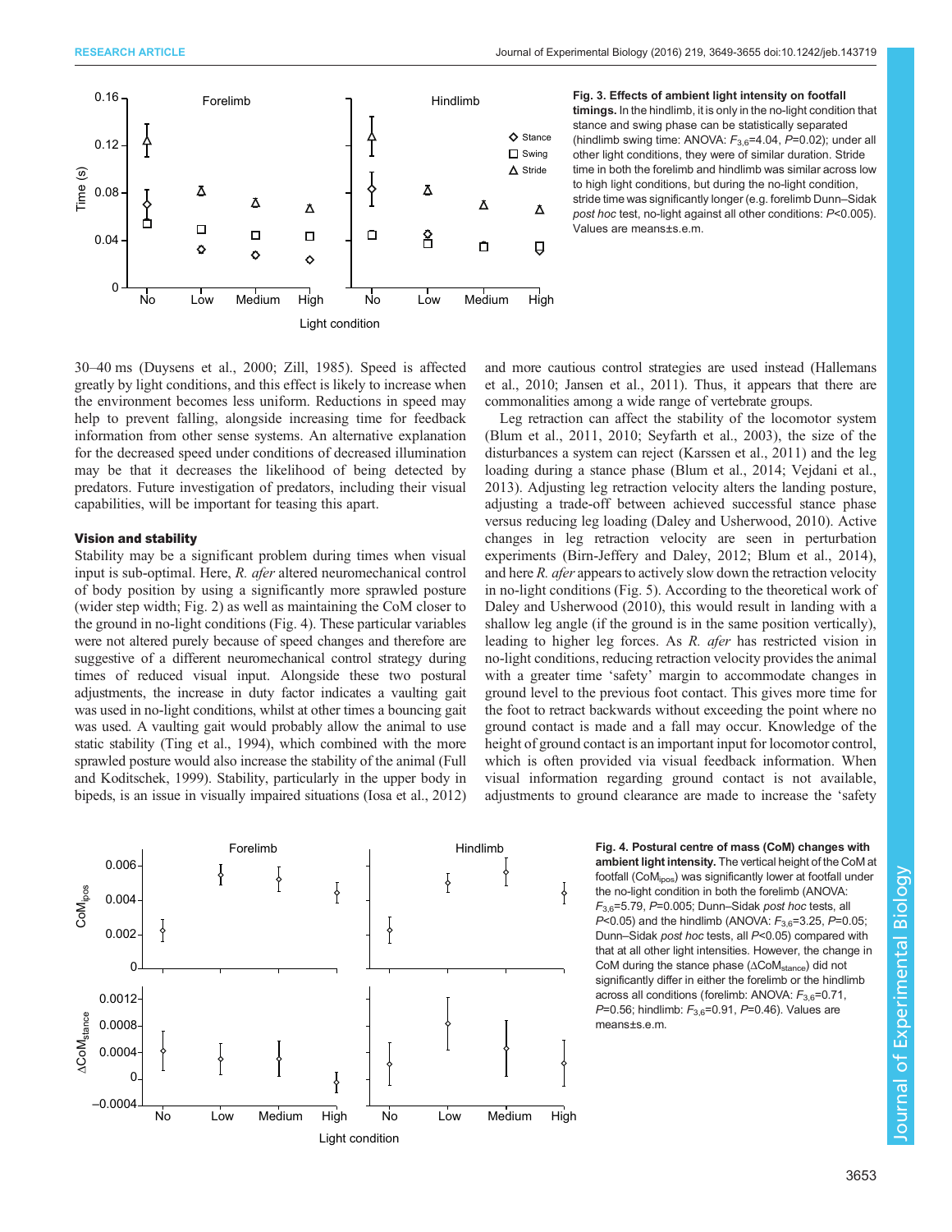**Fig. 3. Effects of ambient light intensity on footfall timings.** In the hindlimb, it is only in the no-light condition that stance and swing phase can be statistically separated (hindlimb swing time: ANOVA: $F_{3,6}$=4.04, $P$=0.02); under all other light conditions, they were of similar duration. Stride time in both the forelimb and hindlimb was similar across low to high light conditions, but during the no-light condition, stride time was significantly longer (e.g. forelimb Dunn–Sidak *post hoc* test, no-light against all other conditions: $P$<0.005). Values are means±s.e.m.

30–40 ms (Duysens et al., 2000; Zill, 1985). Speed is affected greatly by light conditions, and this effect is likely to increase when the environment becomes less uniform. Reductions in speed may help to prevent falling, alongside increasing time for feedback information from other sense systems. An alternative explanation for the decreased speed under conditions of decreased illumination may be that it decreases the likelihood of being detected by predators. Future investigation of predators, including their visual capabilities, will be important for teasing this apart.

### Vision and stability

Stability may be a significant problem during times when visual input is sub-optimal. Here, *R. afer* altered neuromechanical control of body position by using a significantly more sprawled posture (wider step width; Fig. 2) as well as maintaining the CoM closer to the ground in no-light conditions (Fig. 4). These particular variables were not altered purely because of speed changes and therefore are suggestive of a different neuromechanical control strategy during times of reduced visual input. Alongside these two postural adjustments, the increase in duty factor indicates a vaulting gait was used in no-light conditions, whilst at other times a bouncing gait was used. A vaulting gait would probably allow the animal to use static stability (Ting et al., 1994), which combined with the more sprawled posture would also increase the stability of the animal (Full and Koditschek, 1999). Stability, particularly in the upper body in bipeds, is an issue in visually impaired situations (Iosa et al., 2012) and more cautious control strategies are used instead (Hallemans et al., 2010; Jansen et al., 2011). Thus, it appears that there are commonalities among a wide range of vertebrate groups.

Leg retraction can affect the stability of the locomotor system (Blum et al., 2011, 2010; Seyfarth et al., 2003), the size of the disturbances a system can reject (Karssen et al., 2011) and the leg loading during a stance phase (Blum et al., 2014; Vejdani et al., 2013). Adjusting leg retraction velocity alters the landing posture, adjusting a trade-off between achieved successful stance phase versus reducing leg loading (Daley and Usherwood, 2010). Active changes in leg retraction velocity are seen in perturbation experiments (Birn-Jeffery and Daley, 2012; Blum et al., 2014), and here *R. afer* appears to actively slow down the retraction velocity in no-light conditions (Fig. 5). According to the theoretical work of Daley and Usherwood (2010), this would result in landing with a shallow leg angle (if the ground is in the same position vertically), leading to higher leg forces. As *R. afer* has restricted vision in no-light conditions, reducing retraction velocity provides the animal with a greater time 'safety' margin to accommodate changes in ground level to the previous foot contact. This gives more time for the foot to retract backwards without exceeding the point where no ground contact is made and a fall may occur. Knowledge of the height of ground contact is an important input for locomotor control, which is often provided via visual feedback information. When visual information regarding ground contact is not available, adjustments to ground clearance are made to increase the 'safety

**Fig. 4. Postural centre of mass (CoM) changes with ambient light intensity.** The vertical height of the CoM at footfall ($CoM_{ipos}$) was significantly lower at footfall under the no-light condition in both the forelimb (ANOVA: $F_{3,6}$=5.79, $P$=0.005; Dunn–Sidak *post hoc* tests, all $P$<0.05) and the hindlimb (ANOVA: $F_{3,6}$=3.25, $P$=0.05; Dunn–Sidak *post hoc* tests, all $P$<0.05) compared with that at all other light intensities. However, the change in CoM during the stance phase ($\Delta CoM_{stance}$) did not significantly differ in either the forelimb or the hindlimb across all conditions (forelimb: ANOVA: $F_{3,6}$=0.71, $P$=0.56; hindlimb: $F_{3,6}$=0.91, $P$=0.46). Values are means±s.e.m.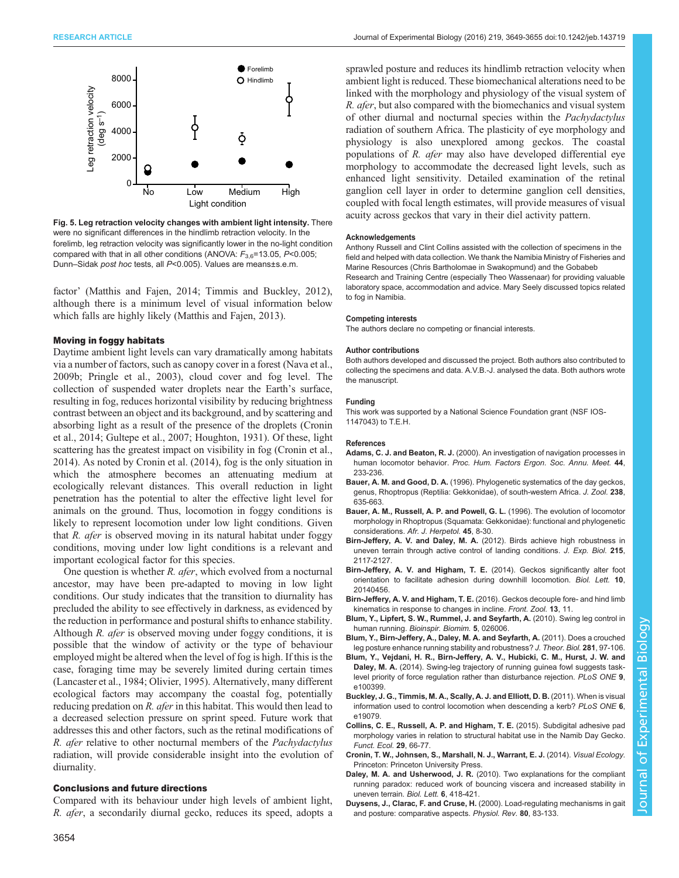**Fig. 5. Leg retraction velocity changes with ambient light intensity.** There were no significant differences in the hindlimb retraction velocity. In the forelimb, leg retraction velocity was significantly lower in the no-light condition compared with that in all other conditions (ANOVA: $F_{3,6}$=13.05, $P$<0.005; Dunn–Sidak *post hoc* tests, all $P$<0.005). Values are means±s.e.m.

factor' (Matthis and Fajen, 2014; Timmis and Buckley, 2012), although there is a minimum level of visual information below which falls are highly likely (Matthis and Fajen, 2013).

### Moving in foggy habitats

Daytime ambient light levels can vary dramatically among habitats via a number of factors, such as canopy cover in a forest (Nava et al., 2009b; Pringle et al., 2003), cloud cover and fog level. The collection of suspended water droplets near the Earth's surface, resulting in fog, reduces horizontal visibility by reducing brightness contrast between an object and its background, and by scattering and absorbing light as a result of the presence of the droplets (Cronin et al., 2014; Gultepe et al., 2007; Houghton, 1931). Of these, light scattering has the greatest impact on visibility in fog (Cronin et al., 2014). As noted by Cronin et al. (2014), fog is the only situation in which the atmosphere becomes an attenuating medium at ecologically relevant distances. This overall reduction in light penetration has the potential to alter the effective light level for animals on the ground. Thus, locomotion in foggy conditions is likely to represent locomotion under low light conditions. Given that *R. afer* is observed moving in its natural habitat under foggy conditions, moving under low light conditions is a relevant and important ecological factor for this species.

One question is whether *R. afer*, which evolved from a nocturnal ancestor, may have been pre-adapted to moving in low light conditions. Our study indicates that the transition to diurnality has precluded the ability to see effectively in darkness, as evidenced by the reduction in performance and postural shifts to enhance stability. Although *R. afer* is observed moving under foggy conditions, it is possible that the window of activity or the type of behaviour employed might be altered when the level of fog is high. If this is the case, foraging time may be severely limited during certain times (Lancaster et al., 1984; Olivier, 1995). Alternatively, many different ecological factors may accompany the coastal fog, potentially reducing predation on *R. afer* in this habitat. This would then lead to a decreased selection pressure on sprint speed. Future work that addresses this and other factors, such as the retinal modifications of *R. afer* relative to other nocturnal members of the *Pachydactylus* radiation, will provide considerable insight into the evolution of diurnality.

### Conclusions and future directions

Compared with its behaviour under high levels of ambient light, *R. afer*, a secondarily diurnal gecko, reduces its speed, adopts a sprawled posture and reduces its hindlimb retraction velocity when ambient light is reduced. These biomechanical alterations need to be linked with the morphology and physiology of the visual system of *R. afer*, but also compared with the biomechanics and visual system of other diurnal and nocturnal species within the *Pachydactylus* radiation of southern Africa. The plasticity of eye morphology and physiology is also unexplored among geckos. The coastal populations of *R. afer* may also have developed differential eye morphology to accommodate the decreased light levels, such as enhanced light sensitivity. Detailed examination of the retinal ganglion cell layer in order to determine ganglion cell densities, coupled with focal length estimates, will provide measures of visual acuity across geckos that vary in their diel activity pattern.

#### Acknowledgements

Anthony Russell and Clint Collins assisted with the collection of specimens in the field and helped with data collection. We thank the Namibia Ministry of Fisheries and Marine Resources (Chris Bartholomae in Swakopmund) and the Gobabeb Research and Training Centre (especially Theo Wassenaar) for providing valuable laboratory space, accommodation and advice. Mary Seely discussed topics related to fog in Namibia.

#### Competing interests

The authors declare no competing or financial interests.

#### Author contributions

Both authors developed and discussed the project. Both authors also contributed to collecting the specimens and data. A.V.B.-J. analysed the data. Both authors wrote the manuscript.

#### Funding

This work was supported by a National Science Foundation grant (NSF IOS-1147043) to T.E.H.

#### References

**Adams, C. J. and Beaton, R. J.** (2000). An investigation of navigation processes in human locomotor behavior. *Proc. Hum. Factors Ergon. Soc. Annu. Meet.* **44**, 233-236.

**Bauer, A. M. and Good, D. A.** (1996). Phylogenetic systematics of the day geckos, genus, Rhoptropus (Reptilia: Gekkonidae), of south-western Africa. *J. Zool.* **238**, 635-663.

**Bauer, A. M., Russell, A. P. and Powell, G. L.** (1996). The evolution of locomotor morphology in Rhoptropus (Squamata: Gekkonidae): functional and phylogenetic considerations. *Afr. J. Herpetol.* **45**, 8-30.

**Birn-Jeffery, A. V. and Daley, M. A.** (2012). Birds achieve high robustness in uneven terrain through active control of landing conditions. *J. Exp. Biol.* **215**, 2117-2127.

**Birn-Jeffery, A. V. and Higham, T. E.** (2014). Geckos significantly alter foot orientation to facilitate adhesion during downhill locomotion. *Biol. Lett.* **10**, 20140456.

**Birn-Jeffery, A. V. and Higham, T. E.** (2016). Geckos decouple fore- and hind limb kinematics in response to changes in incline. *Front. Zool.* **13**, 11.

**Blum, Y., Lipfert, S. W., Rummel, J. and Seyfarth, A.** (2010). Swing leg control in human running. *Bioinspir. Biomim.* **5**, 026006.

**Blum, Y., Birn-Jeffery, A., Daley, M. A. and Seyfarth, A.** (2011). Does a crouched leg posture enhance running stability and robustness? *J. Theor. Biol.* **281**, 97-106.

**Blum, Y., Vejdani, H. R., Birn-Jeffery, A. V., Hubicki, C. M., Hurst, J. W. and Daley, M. A.** (2014). Swing-leg trajectory of running guinea fowl suggests task-level priority of force regulation rather than disturbance rejection. *PLoS ONE* **9**, e100399.

**Buckley, J. G., Timmis, M. A., Scally, A. J. and Elliott, D. B.** (2011). When is visual information used to control locomotion when descending a kerb? *PLoS ONE* **6**, e19079.

**Collins, C. E., Russell, A. P. and Higham, T. E.** (2015). Subdigital adhesive pad morphology varies in relation to structural habitat use in the Namib Day Gecko. *Funct. Ecol.* **29**, 66-77.

**Cronin, T. W., Johnsen, S., Marshall, N. J., Warrant, E. J.** (2014). *Visual Ecology*. Princeton: Princeton University Press.

**Daley, M. A. and Usherwood, J. R.** (2010). Two explanations for the compliant running paradox: reduced work of bouncing viscera and increased stability in uneven terrain. *Biol. Lett.* **6**, 418-421.

**Duysens, J., Clarac, F. and Cruse, H.** (2000). Load-regulating mechanisms in gait and posture: comparative aspects. *Physiol. Rev.* **80**, 83-133.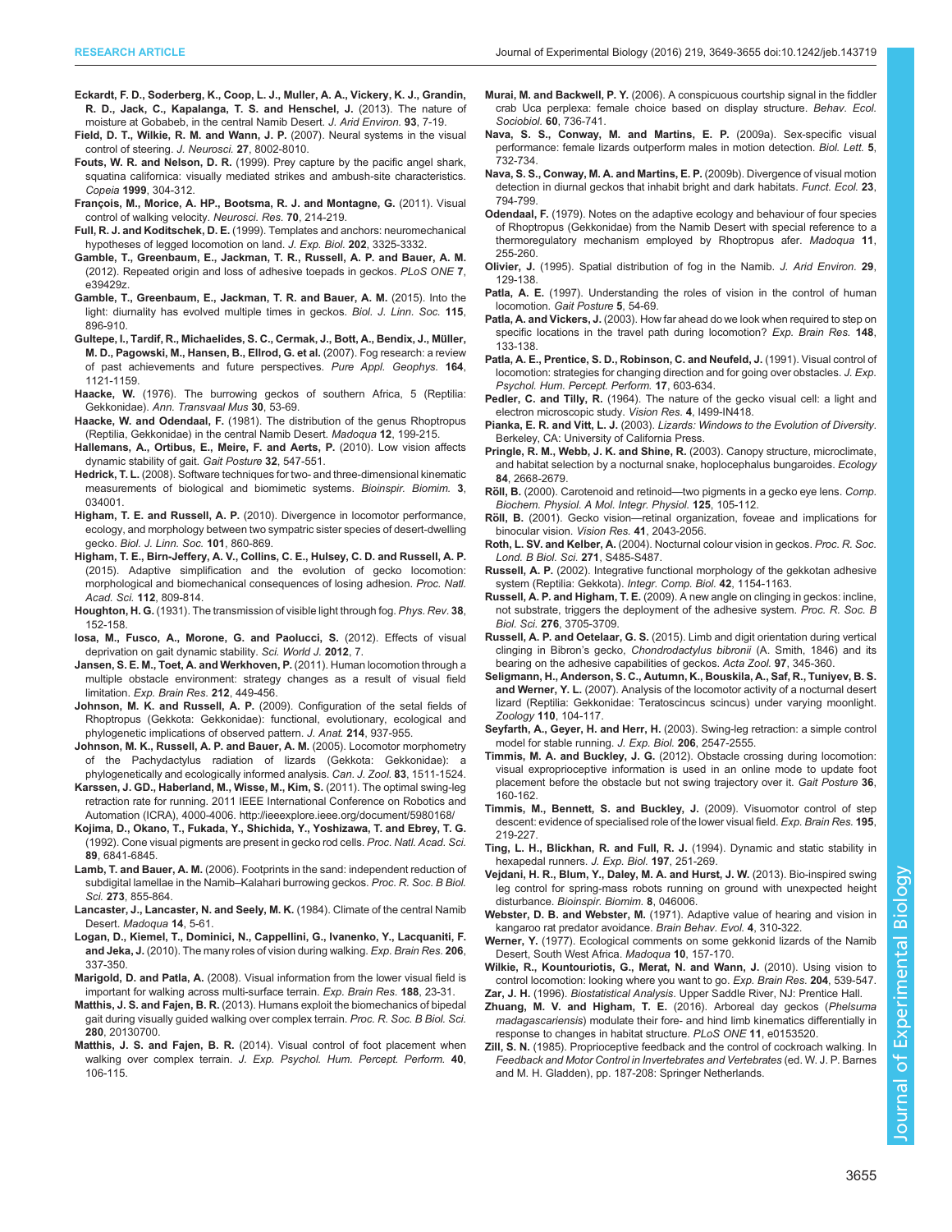**Eckardt, F. D., Soderberg, K., Coop, L. J., Muller, A. A., Vickery, K. J., Grandin, R. D., Jack, C., Kapalanga, T. S. and Henschel, J.** (2013). The nature of moisture at Gobabeb, in the central Namib Desert. *J. Arid Environ.* **93**, 7-19.

**Field, D. T., Wilkie, R. M. and Wann, J. P.** (2007). Neural systems in the visual control of steering. *J. Neurosci.* **27**, 8002-8010.

**Fouts, W. R. and Nelson, D. R.** (1999). Prey capture by the pacific angel shark, squatina californica: visually mediated strikes and ambush-site characteristics. *Copeia* **1999**, 304-312.

**François, M., Morice, A. HP., Bootsma, R. J. and Montagne, G.** (2011). Visual control of walking velocity. *Neurosci. Res.* **70**, 214-219.

**Full, R. J. and Koditschek, D. E.** (1999). Templates and anchors: neuromechanical hypotheses of legged locomotion on land. *J. Exp. Biol.* **202**, 3325-3332.

**Gamble, T., Greenbaum, E., Jackman, T. R., Russell, A. P. and Bauer, A. M.** (2012). Repeated origin and loss of adhesive toepads in geckos. *PLoS ONE* **7**, e39429z.

**Gamble, T., Greenbaum, E., Jackman, T. R. and Bauer, A. M.** (2015). Into the light: diurnality has evolved multiple times in geckos. *Biol. J. Linn. Soc.* **115**, 896-910.

**Gultepe, I., Tardif, R., Michaelides, S. C., Cermak, J., Bott, A., Bendix, J., Müller, M. D., Pagowski, M., Hansen, B., Ellrod, G. et al.** (2007). Fog research: a review of past achievements and future perspectives. *Pure Appl. Geophys.* **164**, 1121-1159.

**Haacke, W.** (1976). The burrowing geckos of southern Africa, 5 (Reptilia: Gekkonidae). *Ann. Transvaal Mus* **30**, 53-69.

**Haacke, W. and Odendaal, F.** (1981). The distribution of the genus Rhoptropus (Reptilia, Gekkonidae) in the central Namib Desert. *Madoqua* **12**, 199-215.

**Hallemans, A., Ortibus, E., Meire, F. and Aerts, P.** (2010). Low vision affects dynamic stability of gait. *Gait Posture* **32**, 547-551.

**Hedrick, T. L.** (2008). Software techniques for two- and three-dimensional kinematic measurements of biological and biomimetic systems. *Bioinspir. Biomim.* **3**, 034001.

**Higham, T. E. and Russell, A. P.** (2010). Divergence in locomotor performance, ecology, and morphology between two sympatric sister species of desert-dwelling gecko. *Biol. J. Linn. Soc.* **101**, 860-869.

**Higham, T. E., Birn-Jeffery, A. V., Collins, C. E., Hulsey, C. D. and Russell, A. P.** (2015). Adaptive simplification and the evolution of gecko locomotion: morphological and biomechanical consequences of losing adhesion. *Proc. Natl. Acad. Sci.* **112**, 809-814.

**Houghton, H. G.** (1931). The transmission of visible light through fog. *Phys. Rev.* **38**, 152-158.

**Iosa, M., Fusco, A., Morone, G. and Paolucci, S.** (2012). Effects of visual deprivation on gait dynamic stability. *Sci. World J.* **2012**, 7.

**Jansen, S. E. M., Toet, A. and Werkhoven, P.** (2011). Human locomotion through a multiple obstacle environment: strategy changes as a result of visual field limitation. *Exp. Brain Res.* **212**, 449-456.

**Johnson, M. K. and Russell, A. P.** (2009). Configuration of the setal fields of Rhoptropus (Gekkota: Gekkonidae): functional, evolutionary, ecological and phylogenetic implications of observed pattern. *J. Anat.* **214**, 937-955.

**Johnson, M. K., Russell, A. P. and Bauer, A. M.** (2005). Locomotor morphometry of the Pachydactylus radiation of lizards (Gekkota: Gekkonidae): a phylogenetically and ecologically informed analysis. *Can. J. Zool.* **83**, 1511-1524.

**Karssen, J. GD., Haberland, M., Wisse, M., Kim, S.** (2011). The optimal swing-leg retraction rate for running. 2011 IEEE International Conference on Robotics and Automation (ICRA), 4000-4006. http://ieeexplore.ieee.org/document/5980168/

**Kojima, D., Okano, T., Fukada, Y., Shichida, Y., Yoshizawa, T. and Ebrey, T. G.** (1992). Cone visual pigments are present in gecko rod cells. *Proc. Natl. Acad. Sci.* **89**, 6841-6845.

**Lamb, T. and Bauer, A. M.** (2006). Footprints in the sand: independent reduction of subdigital lamellae in the Namib–Kalahari burrowing geckos. *Proc. R. Soc. B Biol. Sci.* **273**, 855-864.

**Lancaster, J., Lancaster, N. and Seely, M. K.** (1984). Climate of the central Namib Desert. *Madoqua* **14**, 5-61.

**Logan, D., Kiemel, T., Dominici, N., Cappellini, G., Ivanenko, Y., Lacquaniti, F. and Jeka, J.** (2010). The many roles of vision during walking. *Exp. Brain Res.* **206**, 337-350.

**Marigold, D. and Patla, A.** (2008). Visual information from the lower visual field is important for walking across multi-surface terrain. *Exp. Brain Res.* **188**, 23-31.

**Matthis, J. S. and Fajen, B. R.** (2013). Humans exploit the biomechanics of bipedal gait during visually guided walking over complex terrain. *Proc. R. Soc. B Biol. Sci.* **280**, 20130700.

**Matthis, J. S. and Fajen, B. R.** (2014). Visual control of foot placement when walking over complex terrain. *J. Exp. Psychol. Hum. Percept. Perform.* **40**, 106-115.

**Murai, M. and Backwell, P. Y.** (2006). A conspicuous courtship signal in the fiddler crab Uca perplexa: female choice based on display structure. *Behav. Ecol. Sociobiol.* **60**, 736-741.

**Nava, S. S., Conway, M. and Martins, E. P.** (2009a). Sex-specific visual performance: female lizards outperform males in motion detection. *Biol. Lett.* **5**, 732-734.

**Nava, S. S., Conway, M. A. and Martins, E. P.** (2009b). Divergence of visual motion detection in diurnal geckos that inhabit bright and dark habitats. *Funct. Ecol.* **23**, 794-799.

**Odendaal, F.** (1979). Notes on the adaptive ecology and behaviour of four species of Rhoptropus (Gekkonidae) from the Namib Desert with special reference to a thermoregulatory mechanism employed by Rhoptropus afer. *Madoqua* **11**, 255-260.

**Olivier, J.** (1995). Spatial distribution of fog in the Namib. *J. Arid Environ.* **29**, 129-138.

**Patla, A. E.** (1997). Understanding the roles of vision in the control of human locomotion. *Gait Posture* **5**, 54-69.

**Patla, A. and Vickers, J.** (2003). How far ahead do we look when required to step on specific locations in the travel path during locomotion? *Exp. Brain Res.* **148**, 133-138.

**Patla, A. E., Prentice, S. D., Robinson, C. and Neufeld, J.** (1991). Visual control of locomotion: strategies for changing direction and for going over obstacles. *J. Exp. Psychol. Hum. Percept. Perform.* **17**, 603-634.

**Pedler, C. and Tilly, R.** (1964). The nature of the gecko visual cell: a light and electron microscopic study. *Vision Res.* **4**, I499-IN418.

**Pianka, E. R. and Vitt, L. J.** (2003). *Lizards: Windows to the Evolution of Diversity*. Berkeley, CA: University of California Press.

**Pringle, R. M., Webb, J. K. and Shine, R.** (2003). Canopy structure, microclimate, and habitat selection by a nocturnal snake, hoplocephalus bungaroides. *Ecology* **84**, 2668-2679.

**Röll, B.** (2000). Carotenoid and retinoid—two pigments in a gecko eye lens. *Comp. Biochem. Physiol. A Mol. Integr. Physiol.* **125**, 105-112.

**Röll, B.** (2001). Gecko vision—retinal organization, foveae and implications for binocular vision. *Vision Res.* **41**, 2043-2056.

**Roth, L. SV. and Kelber, A.** (2004). Nocturnal colour vision in geckos. *Proc. R. Soc. Lond. B Biol. Sci.* **271**, S485-S487.

**Russell, A. P.** (2002). Integrative functional morphology of the gekkotan adhesive system (Reptilia: Gekkota). *Integr. Comp. Biol.* **42**, 1154-1163.

**Russell, A. P. and Higham, T. E.** (2009). A new angle on clinging in geckos: incline, not substrate, triggers the deployment of the adhesive system. *Proc. R. Soc. B Biol. Sci.* **276**, 3705-3709.

**Russell, A. P. and Oetelaar, G. S.** (2015). Limb and digit orientation during vertical clinging in Bibron's gecko, *Chondrodactylus bibronii* (A. Smith, 1846) and its bearing on the adhesive capabilities of geckos. *Acta Zool.* **97**, 345-360.

**Seligmann, H., Anderson, S. C., Autumn, K., Bouskila, A., Saf, R., Tuniyev, B. S. and Werner, Y. L.** (2007). Analysis of the locomotor activity of a nocturnal desert lizard (Reptilia: Gekkonidae: Teratoscincus scincus) under varying moonlight. *Zoology* **110**, 104-117.

**Seyfarth, A., Geyer, H. and Herr, H.** (2003). Swing-leg retraction: a simple control model for stable running. *J. Exp. Biol.* **206**, 2547-2555.

**Timmis, M. A. and Buckley, J. G.** (2012). Obstacle crossing during locomotion: visual exproprioceptive information is used in an online mode to update foot placement before the obstacle but not swing trajectory over it. *Gait Posture* **36**, 160-162.

**Timmis, M., Bennett, S. and Buckley, J.** (2009). Visuomotor control of step descent: evidence of specialised role of the lower visual field. *Exp. Brain Res.* **195**, 219-227.

**Ting, L. H., Blickhan, R. and Full, R. J.** (1994). Dynamic and static stability in hexapedal runners. *J. Exp. Biol.* **197**, 251-269.

**Vejdani, H. R., Blum, Y., Daley, M. A. and Hurst, J. W.** (2013). Bio-inspired swing leg control for spring-mass robots running on ground with unexpected height disturbance. *Bioinspir. Biomim.* **8**, 046006.

**Webster, D. B. and Webster, M.** (1971). Adaptive value of hearing and vision in kangaroo rat predator avoidance. *Brain Behav. Evol.* **4**, 310-322.

**Werner, Y.** (1977). Ecological comments on some gekkonid lizards of the Namib Desert, South West Africa. *Madoqua* **10**, 157-170.

**Wilkie, R., Kountouriotis, G., Merat, N. and Wann, J.** (2010). Using vision to control locomotion: looking where you want to go. *Exp. Brain Res.* **204**, 539-547.

**Zar, J. H.** (1996). *Biostatistical Analysis*. Upper Saddle River, NJ: Prentice Hall.

**Zhuang, M. V. and Higham, T. E.** (2016). Arboreal day geckos (*Phelsuma madagascariensis*) modulate their fore- and hind limb kinematics differentially in response to changes in habitat structure. *PLoS ONE* **11**, e0153520.

**Zill, S. N.** (1985). Proprioceptive feedback and the control of cockroach walking. In *Feedback and Motor Control in Invertebrates and Vertebrates* (ed. W. J. P. Barnes and M. H. Gladden), pp. 187-208: Springer Netherlands.